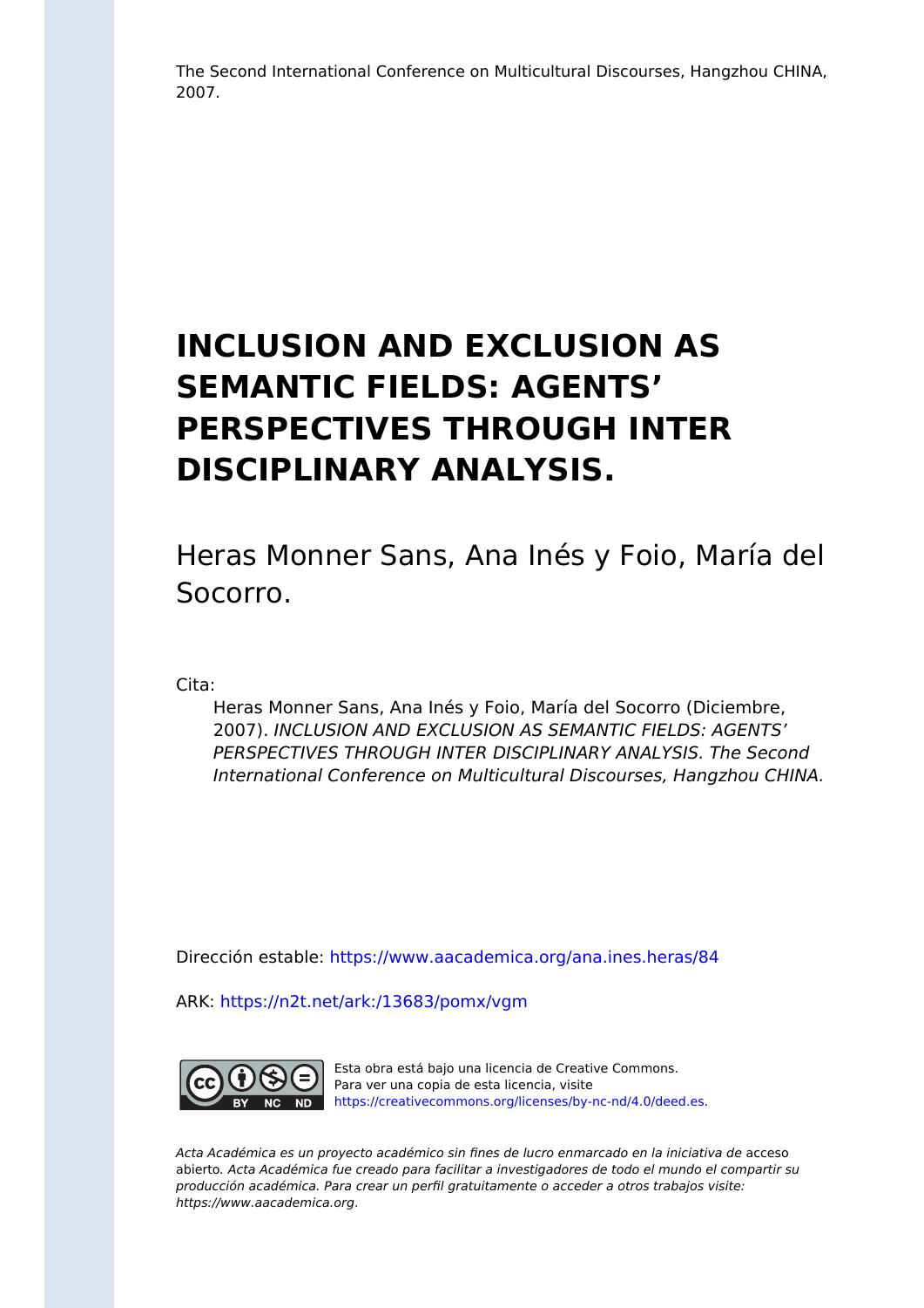The Second International Conference on Multicultural Discourses, Hangzhou CHINA, 2007.

# INCLUSION AND EXCLUSION AS SEMANTIC FIELDS: AGENTS' PERSPECTIVES THROUGH INTER DISCIPLINARY ANALYSIS.

Heras Monner Sans, Ana Inés y Foio, María del Socorro.

Cita:

> Heras Monner Sans, Ana Inés y Foio, María del Socorro (Diciembre, 2007). *INCLUSION AND EXCLUSION AS SEMANTIC FIELDS: AGENTS' PERSPECTIVES THROUGH INTER DISCIPLINARY ANALYSIS. The Second International Conference on Multicultural Discourses, Hangzhou CHINA.*

Dirección estable: https://www.aacademica.org/ana.ines.heras/84

ARK: https://n2t.net/ark:/13683/pomx/vgm

Esta obra está bajo una licencia de Creative Commons. Para ver una copia de esta licencia, visite https://creativecommons.org/licenses/by-nc-nd/4.0/deed.es.

*Acta Académica es un proyecto académico sin fines de lucro enmarcado en la iniciativa de* acceso abierto. *Acta Académica fue creado para facilitar a investigadores de todo el mundo el compartir su producción académica. Para crear un perfil gratuitamente o acceder a otros trabajos visite: https://www.aacademica.org.*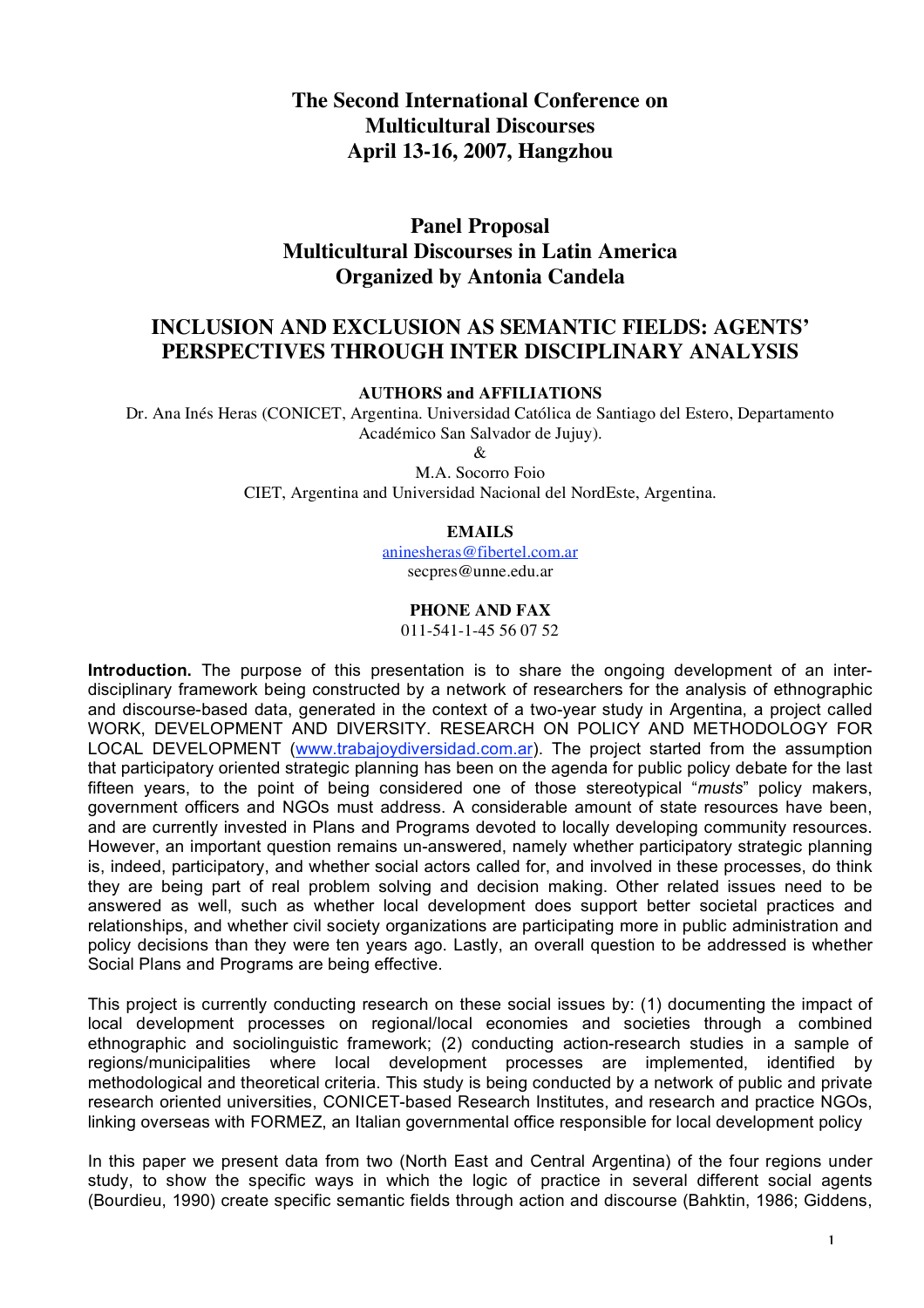# The Second International Conference on Multicultural Discourses April 13-16, 2007, Hangzhou

## Panel Proposal
## Multicultural Discourses in Latin America
## Organized by Antonia Candela

## INCLUSION AND EXCLUSION AS SEMANTIC FIELDS: AGENTS' PERSPECTIVES THROUGH INTER DISCIPLINARY ANALYSIS

**AUTHORS and AFFILIATIONS**

Dr. Ana Inés Heras (CONICET, Argentina. Universidad Católica de Santiago del Estero, Departamento Académico San Salvador de Jujuy).

&

M.A. Socorro Foio

CIET, Argentina and Universidad Nacional del NordEste, Argentina.

**EMAILS**

aninesheras@fibertel.com.ar

secpres@unne.edu.ar

**PHONE AND FAX**

011-541-1-45 56 07 52

**Introduction.** The purpose of this presentation is to share the ongoing development of an inter-disciplinary framework being constructed by a network of researchers for the analysis of ethnographic and discourse-based data, generated in the context of a two-year study in Argentina, a project called WORK, DEVELOPMENT AND DIVERSITY. RESEARCH ON POLICY AND METHODOLOGY FOR LOCAL DEVELOPMENT (www.trabajoydiversidad.com.ar). The project started from the assumption that participatory oriented strategic planning has been on the agenda for public policy debate for the last fifteen years, to the point of being considered one of those stereotypical "*musts*" policy makers, government officers and NGOs must address. A considerable amount of state resources have been, and are currently invested in Plans and Programs devoted to locally developing community resources. However, an important question remains un-answered, namely whether participatory strategic planning is, indeed, participatory, and whether social actors called for, and involved in these processes, do think they are being part of real problem solving and decision making. Other related issues need to be answered as well, such as whether local development does support better societal practices and relationships, and whether civil society organizations are participating more in public administration and policy decisions than they were ten years ago. Lastly, an overall question to be addressed is whether Social Plans and Programs are being effective.

This project is currently conducting research on these social issues by: (1) documenting the impact of local development processes on regional/local economies and societies through a combined ethnographic and sociolinguistic framework; (2) conducting action-research studies in a sample of regions/municipalities where local development processes are implemented, identified by methodological and theoretical criteria. This study is being conducted by a network of public and private research oriented universities, CONICET-based Research Institutes, and research and practice NGOs, linking overseas with FORMEZ, an Italian governmental office responsible for local development policy

In this paper we present data from two (North East and Central Argentina) of the four regions under study, to show the specific ways in which the logic of practice in several different social agents (Bourdieu, 1990) create specific semantic fields through action and discourse (Bahktin, 1986; Giddens,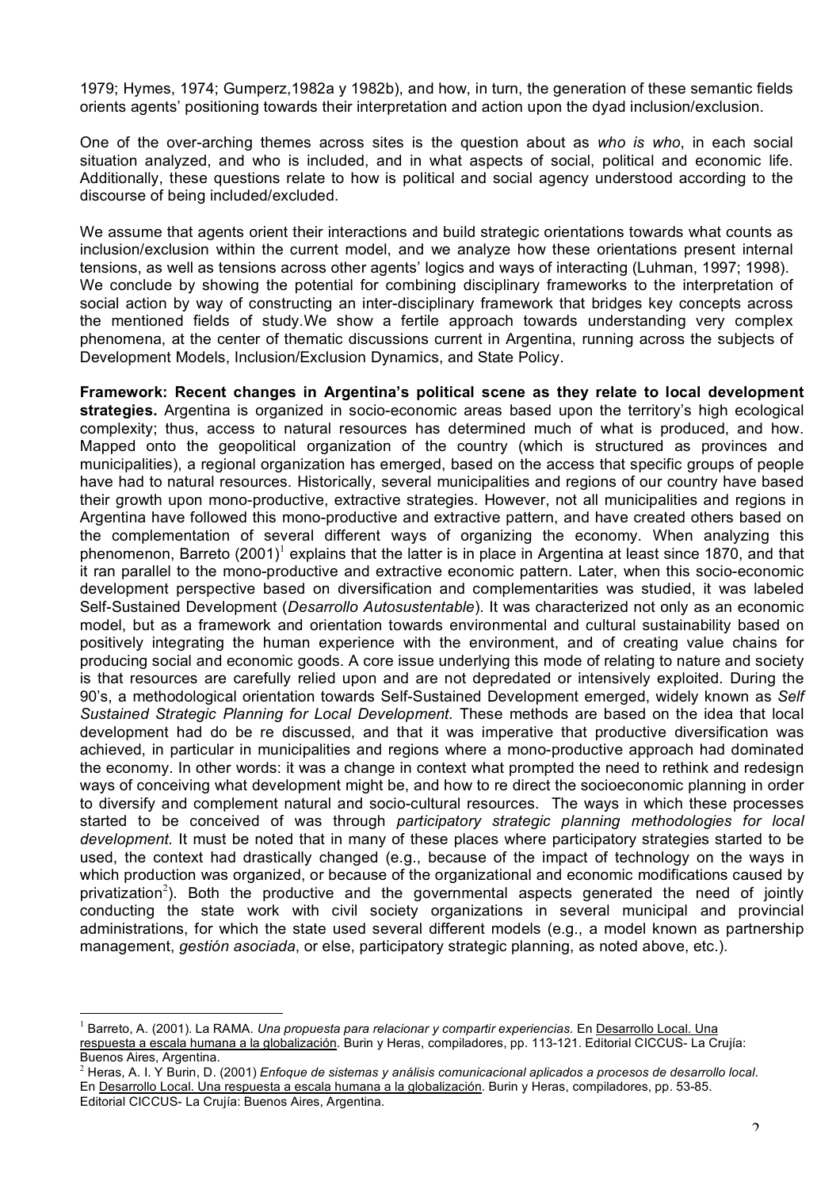1979; Hymes, 1974; Gumperz,1982a y 1982b), and how, in turn, the generation of these semantic fields orients agents' positioning towards their interpretation and action upon the dyad inclusion/exclusion.

One of the over-arching themes across sites is the question about as *who is who*, in each social situation analyzed, and who is included, and in what aspects of social, political and economic life. Additionally, these questions relate to how is political and social agency understood according to the discourse of being included/excluded.

We assume that agents orient their interactions and build strategic orientations towards what counts as inclusion/exclusion within the current model, and we analyze how these orientations present internal tensions, as well as tensions across other agents' logics and ways of interacting (Luhman, 1997; 1998). We conclude by showing the potential for combining disciplinary frameworks to the interpretation of social action by way of constructing an inter-disciplinary framework that bridges key concepts across the mentioned fields of study.We show a fertile approach towards understanding very complex phenomena, at the center of thematic discussions current in Argentina, running across the subjects of Development Models, Inclusion/Exclusion Dynamics, and State Policy.

**Framework: Recent changes in Argentina's political scene as they relate to local development strategies.** Argentina is organized in socio-economic areas based upon the territory's high ecological complexity; thus, access to natural resources has determined much of what is produced, and how. Mapped onto the geopolitical organization of the country (which is structured as provinces and municipalities), a regional organization has emerged, based on the access that specific groups of people have had to natural resources. Historically, several municipalities and regions of our country have based their growth upon mono-productive, extractive strategies. However, not all municipalities and regions in Argentina have followed this mono-productive and extractive pattern, and have created others based on the complementation of several different ways of organizing the economy. When analyzing this phenomenon, Barreto (2001)[1] explains that the latter is in place in Argentina at least since 1870, and that it ran parallel to the mono-productive and extractive economic pattern. Later, when this socio-economic development perspective based on diversification and complementarities was studied, it was labeled Self-Sustained Development (*Desarrollo Autosustentable*). It was characterized not only as an economic model, but as a framework and orientation towards environmental and cultural sustainability based on positively integrating the human experience with the environment, and of creating value chains for producing social and economic goods. A core issue underlying this mode of relating to nature and society is that resources are carefully relied upon and are not depredated or intensively exploited. During the 90's, a methodological orientation towards Self-Sustained Development emerged, widely known as *Self Sustained Strategic Planning for Local Development.* These methods are based on the idea that local development had do be re discussed, and that it was imperative that productive diversification was achieved, in particular in municipalities and regions where a mono-productive approach had dominated the economy. In other words: it was a change in context what prompted the need to rethink and redesign ways of conceiving what development might be, and how to re direct the socioeconomic planning in order to diversify and complement natural and socio-cultural resources. The ways in which these processes started to be conceived of was through *participatory strategic planning methodologies for local development.* It must be noted that in many of these places where participatory strategies started to be used, the context had drastically changed (e.g., because of the impact of technology on the ways in which production was organized, or because of the organizational and economic modifications caused by privatization[2]). Both the productive and the governmental aspects generated the need of jointly conducting the state work with civil society organizations in several municipal and provincial administrations, for which the state used several different models (e.g., a model known as partnership management, *gestión asociada*, or else, participatory strategic planning, as noted above, etc.).

---

[1] Barreto, A. (2001). La RAMA. *Una propuesta para relacionar y compartir experiencias.* En Desarrollo Local. Una respuesta a escala humana a la globalización. Burin y Heras, compiladores, pp. 113-121. Editorial CICCUS- La Crujía: Buenos Aires, Argentina.

[2] Heras, A. I. Y Burin, D. (2001) *Enfoque de sistemas y análisis comunicacional aplicados a procesos de desarrollo local*. En Desarrollo Local. Una respuesta a escala humana a la globalización. Burin y Heras, compiladores, pp. 53-85. Editorial CICCUS- La Crujía: Buenos Aires, Argentina.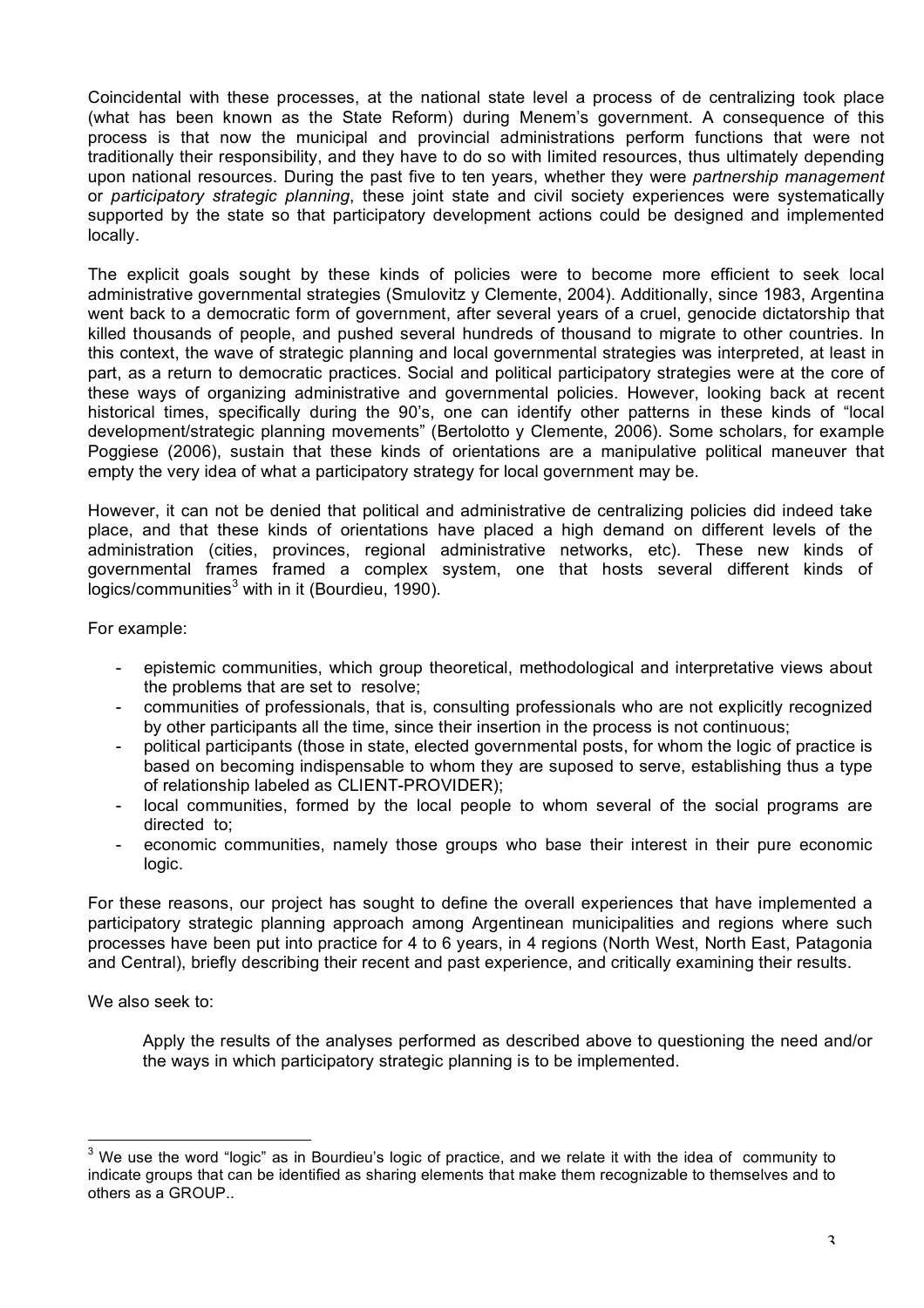Coincidental with these processes, at the national state level a process of de centralizing took place (what has been known as the State Reform) during Menem's government. A consequence of this process is that now the municipal and provincial administrations perform functions that were not traditionally their responsibility, and they have to do so with limited resources, thus ultimately depending upon national resources. During the past five to ten years, whether they were *partnership management* or *participatory strategic planning*, these joint state and civil society experiences were systematically supported by the state so that participatory development actions could be designed and implemented locally.

The explicit goals sought by these kinds of policies were to become more efficient to seek local administrative governmental strategies (Smulovitz y Clemente, 2004). Additionally, since 1983, Argentina went back to a democratic form of government, after several years of a cruel, genocide dictatorship that killed thousands of people, and pushed several hundreds of thousand to migrate to other countries. In this context, the wave of strategic planning and local governmental strategies was interpreted, at least in part, as a return to democratic practices. Social and political participatory strategies were at the core of these ways of organizing administrative and governmental policies. However, looking back at recent historical times, specifically during the 90's, one can identify other patterns in these kinds of "local development/strategic planning movements" (Bertolotto y Clemente, 2006). Some scholars, for example Poggiese (2006), sustain that these kinds of orientations are a manipulative political maneuver that empty the very idea of what a participatory strategy for local government may be.

However, it can not be denied that political and administrative de centralizing policies did indeed take place, and that these kinds of orientations have placed a high demand on different levels of the administration (cities, provinces, regional administrative networks, etc). These new kinds of governmental frames framed a complex system, one that hosts several different kinds of logics/communities[3] with in it (Bourdieu, 1990).

For example:

- epistemic communities, which group theoretical, methodological and interpretative views about the problems that are set to resolve;
- communities of professionals, that is, consulting professionals who are not explicitly recognized by other participants all the time, since their insertion in the process is not continuous;
- political participants (those in state, elected governmental posts, for whom the logic of practice is based on becoming indispensable to whom they are suposed to serve, establishing thus a type of relationship labeled as CLIENT-PROVIDER);
- local communities, formed by the local people to whom several of the social programs are directed to;
- economic communities, namely those groups who base their interest in their pure economic logic.

For these reasons, our project has sought to define the overall experiences that have implemented a participatory strategic planning approach among Argentinean municipalities and regions where such processes have been put into practice for 4 to 6 years, in 4 regions (North West, North East, Patagonia and Central), briefly describing their recent and past experience, and critically examining their results.

We also seek to:

Apply the results of the analyses performed as described above to questioning the need and/or the ways in which participatory strategic planning is to be implemented.

[3] We use the word "logic" as in Bourdieu's logic of practice, and we relate it with the idea of community to indicate groups that can be identified as sharing elements that make them recognizable to themselves and to others as a GROUP..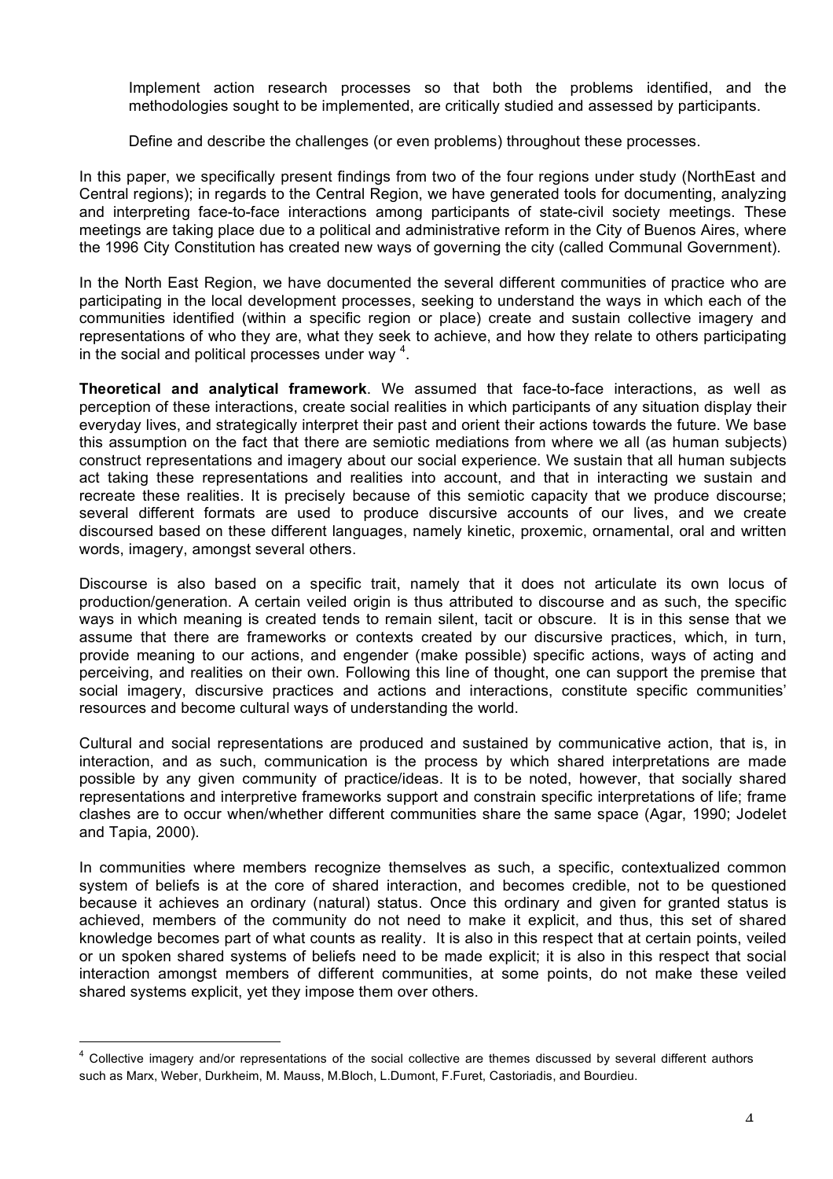Implement action research processes so that both the problems identified, and the methodologies sought to be implemented, are critically studied and assessed by participants.

Define and describe the challenges (or even problems) throughout these processes.

In this paper, we specifically present findings from two of the four regions under study (NorthEast and Central regions); in regards to the Central Region, we have generated tools for documenting, analyzing and interpreting face-to-face interactions among participants of state-civil society meetings. These meetings are taking place due to a political and administrative reform in the City of Buenos Aires, where the 1996 City Constitution has created new ways of governing the city (called Communal Government).

In the North East Region, we have documented the several different communities of practice who are participating in the local development processes, seeking to understand the ways in which each of the communities identified (within a specific region or place) create and sustain collective imagery and representations of who they are, what they seek to achieve, and how they relate to others participating in the social and political processes under way [4].

**Theoretical and analytical framework**. We assumed that face-to-face interactions, as well as perception of these interactions, create social realities in which participants of any situation display their everyday lives, and strategically interpret their past and orient their actions towards the future. We base this assumption on the fact that there are semiotic mediations from where we all (as human subjects) construct representations and imagery about our social experience. We sustain that all human subjects act taking these representations and realities into account, and that in interacting we sustain and recreate these realities. It is precisely because of this semiotic capacity that we produce discourse; several different formats are used to produce discursive accounts of our lives, and we create discoursed based on these different languages, namely kinetic, proxemic, ornamental, oral and written words, imagery, amongst several others.

Discourse is also based on a specific trait, namely that it does not articulate its own locus of production/generation. A certain veiled origin is thus attributed to discourse and as such, the specific ways in which meaning is created tends to remain silent, tacit or obscure. It is in this sense that we assume that there are frameworks or contexts created by our discursive practices, which, in turn, provide meaning to our actions, and engender (make possible) specific actions, ways of acting and perceiving, and realities on their own. Following this line of thought, one can support the premise that social imagery, discursive practices and actions and interactions, constitute specific communities' resources and become cultural ways of understanding the world.

Cultural and social representations are produced and sustained by communicative action, that is, in interaction, and as such, communication is the process by which shared interpretations are made possible by any given community of practice/ideas. It is to be noted, however, that socially shared representations and interpretive frameworks support and constrain specific interpretations of life; frame clashes are to occur when/whether different communities share the same space (Agar, 1990; Jodelet and Tapia, 2000).

In communities where members recognize themselves as such, a specific, contextualized common system of beliefs is at the core of shared interaction, and becomes credible, not to be questioned because it achieves an ordinary (natural) status. Once this ordinary and given for granted status is achieved, members of the community do not need to make it explicit, and thus, this set of shared knowledge becomes part of what counts as reality. It is also in this respect that at certain points, veiled or un spoken shared systems of beliefs need to be made explicit; it is also in this respect that social interaction amongst members of different communities, at some points, do not make these veiled shared systems explicit, yet they impose them over others.

---

[4] Collective imagery and/or representations of the social collective are themes discussed by several different authors such as Marx, Weber, Durkheim, M. Mauss, M.Bloch, L.Dumont, F.Furet, Castoriadis, and Bourdieu.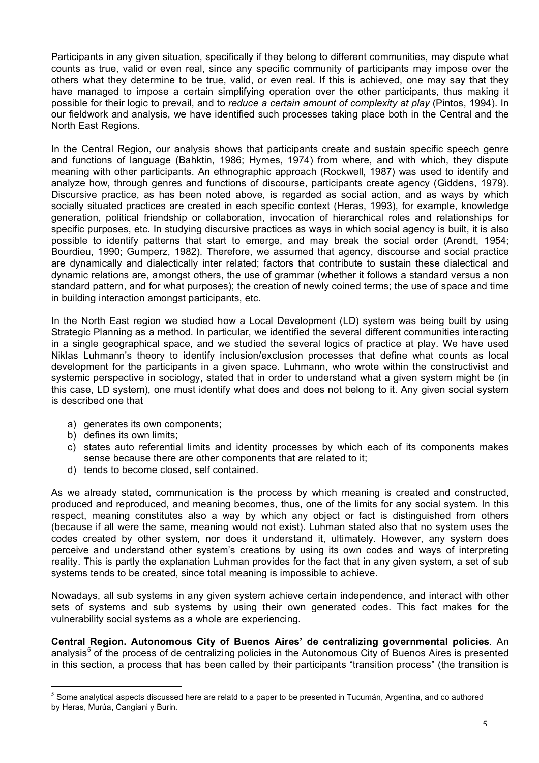Participants in any given situation, specifically if they belong to different communities, may dispute what counts as true, valid or even real, since any specific community of participants may impose over the others what they determine to be true, valid, or even real. If this is achieved, one may say that they have managed to impose a certain simplifying operation over the other participants, thus making it possible for their logic to prevail, and to *reduce a certain amount of complexity at play* (Pintos, 1994). In our fieldwork and analysis, we have identified such processes taking place both in the Central and the North East Regions.

In the Central Region, our analysis shows that participants create and sustain specific speech genre and functions of language (Bahktin, 1986; Hymes, 1974) from where, and with which, they dispute meaning with other participants. An ethnographic approach (Rockwell, 1987) was used to identify and analyze how, through genres and functions of discourse, participants create agency (Giddens, 1979). Discursive practice, as has been noted above, is regarded as social action, and as ways by which socially situated practices are created in each specific context (Heras, 1993), for example, knowledge generation, political friendship or collaboration, invocation of hierarchical roles and relationships for specific purposes, etc. In studying discursive practices as ways in which social agency is built, it is also possible to identify patterns that start to emerge, and may break the social order (Arendt, 1954; Bourdieu, 1990; Gumperz, 1982). Therefore, we assumed that agency, discourse and social practice are dynamically and dialectically inter related; factors that contribute to sustain these dialectical and dynamic relations are, amongst others, the use of grammar (whether it follows a standard versus a non standard pattern, and for what purposes); the creation of newly coined terms; the use of space and time in building interaction amongst participants, etc.

In the North East region we studied how a Local Development (LD) system was being built by using Strategic Planning as a method. In particular, we identified the several different communities interacting in a single geographical space, and we studied the several logics of practice at play. We have used Niklas Luhmann's theory to identify inclusion/exclusion processes that define what counts as local development for the participants in a given space. Luhmann, who wrote within the constructivist and systemic perspective in sociology, stated that in order to understand what a given system might be (in this case, LD system), one must identify what does and does not belong to it. Any given social system is described one that

a) generates its own components;
b) defines its own limits;
c) states auto referential limits and identity processes by which each of its components makes sense because there are other components that are related to it;
d) tends to become closed, self contained.

As we already stated, communication is the process by which meaning is created and constructed, produced and reproduced, and meaning becomes, thus, one of the limits for any social system. In this respect, meaning constitutes also a way by which any object or fact is distinguished from others (because if all were the same, meaning would not exist). Luhman stated also that no system uses the codes created by other system, nor does it understand it, ultimately. However, any system does perceive and understand other system's creations by using its own codes and ways of interpreting reality. This is partly the explanation Luhman provides for the fact that in any given system, a set of sub systems tends to be created, since total meaning is impossible to achieve.

Nowadays, all sub systems in any given system achieve certain independence, and interact with other sets of systems and sub systems by using their own generated codes. This fact makes for the vulnerability social systems as a whole are experiencing.

**Central Region. Autonomous City of Buenos Aires' de centralizing governmental policies**. An analysis[5] of the process of de centralizing policies in the Autonomous City of Buenos Aires is presented in this section, a process that has been called by their participants "transition process" (the transition is

[5] Some analytical aspects discussed here are relatd to a paper to be presented in Tucumán, Argentina, and co authored by Heras, Murúa, Cangiani y Burin.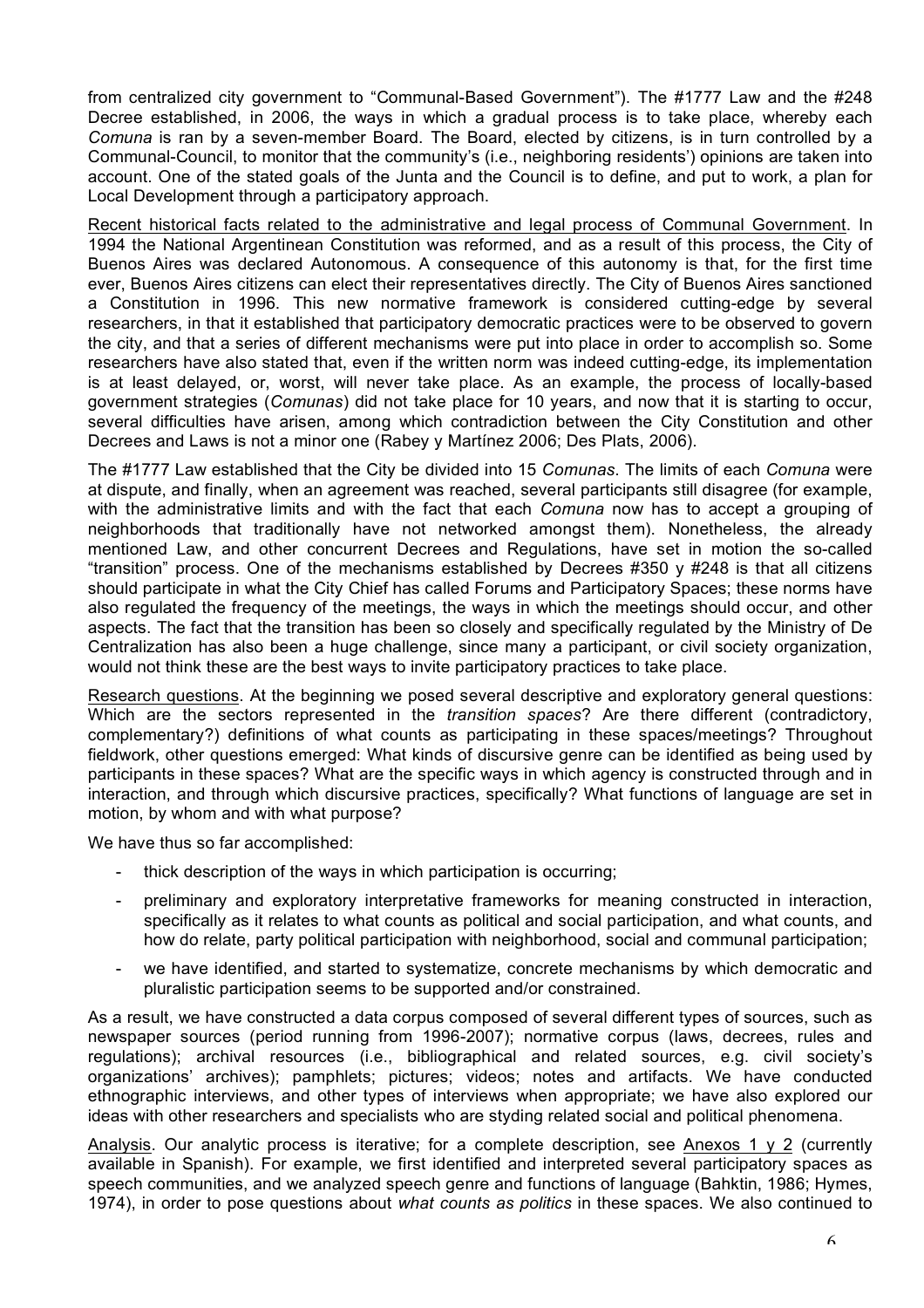from centralized city government to "Communal-Based Government"). The #1777 Law and the #248 Decree established, in 2006, the ways in which a gradual process is to take place, whereby each *Comuna* is ran by a seven-member Board. The Board, elected by citizens, is in turn controlled by a Communal-Council, to monitor that the community's (i.e., neighboring residents') opinions are taken into account. One of the stated goals of the Junta and the Council is to define, and put to work, a plan for Local Development through a participatory approach.

Recent historical facts related to the administrative and legal process of Communal Government. In 1994 the National Argentinean Constitution was reformed, and as a result of this process, the City of Buenos Aires was declared Autonomous. A consequence of this autonomy is that, for the first time ever, Buenos Aires citizens can elect their representatives directly. The City of Buenos Aires sanctioned a Constitution in 1996. This new normative framework is considered cutting-edge by several researchers, in that it established that participatory democratic practices were to be observed to govern the city, and that a series of different mechanisms were put into place in order to accomplish so. Some researchers have also stated that, even if the written norm was indeed cutting-edge, its implementation is at least delayed, or, worst, will never take place. As an example, the process of locally-based government strategies (*Comunas*) did not take place for 10 years, and now that it is starting to occur, several difficulties have arisen, among which contradiction between the City Constitution and other Decrees and Laws is not a minor one (Rabey y Martínez 2006; Des Plats, 2006).

The #1777 Law established that the City be divided into 15 *Comunas*. The limits of each *Comuna* were at dispute, and finally, when an agreement was reached, several participants still disagree (for example, with the administrative limits and with the fact that each *Comuna* now has to accept a grouping of neighborhoods that traditionally have not networked amongst them). Nonetheless, the already mentioned Law, and other concurrent Decrees and Regulations, have set in motion the so-called "transition" process. One of the mechanisms established by Decrees #350 y #248 is that all citizens should participate in what the City Chief has called Forums and Participatory Spaces; these norms have also regulated the frequency of the meetings, the ways in which the meetings should occur, and other aspects. The fact that the transition has been so closely and specifically regulated by the Ministry of De Centralization has also been a huge challenge, since many a participant, or civil society organization, would not think these are the best ways to invite participatory practices to take place.

Research questions. At the beginning we posed several descriptive and exploratory general questions: Which are the sectors represented in the *transition spaces*? Are there different (contradictory, complementary?) definitions of what counts as participating in these spaces/meetings? Throughout fieldwork, other questions emerged: What kinds of discursive genre can be identified as being used by participants in these spaces? What are the specific ways in which agency is constructed through and in interaction, and through which discursive practices, specifically? What functions of language are set in motion, by whom and with what purpose?

We have thus so far accomplished:

- thick description of the ways in which participation is occurring;
- preliminary and exploratory interpretative frameworks for meaning constructed in interaction, specifically as it relates to what counts as political and social participation, and what counts, and how do relate, party political participation with neighborhood, social and communal participation;
- we have identified, and started to systematize, concrete mechanisms by which democratic and pluralistic participation seems to be supported and/or constrained.

As a result, we have constructed a data corpus composed of several different types of sources, such as newspaper sources (period running from 1996-2007); normative corpus (laws, decrees, rules and regulations); archival resources (i.e., bibliographical and related sources, e.g. civil society's organizations' archives); pamphlets; pictures; videos; notes and artifacts. We have conducted ethnographic interviews, and other types of interviews when appropriate; we have also explored our ideas with other researchers and specialists who are stydying related social and political phenomena.

Analysis. Our analytic process is iterative; for a complete description, see Anexos 1 y 2 (currently available in Spanish). For example, we first identified and interpreted several participatory spaces as speech communities, and we analyzed speech genre and functions of language (Bahktin, 1986; Hymes, 1974), in order to pose questions about *what counts as politics* in these spaces. We also continued to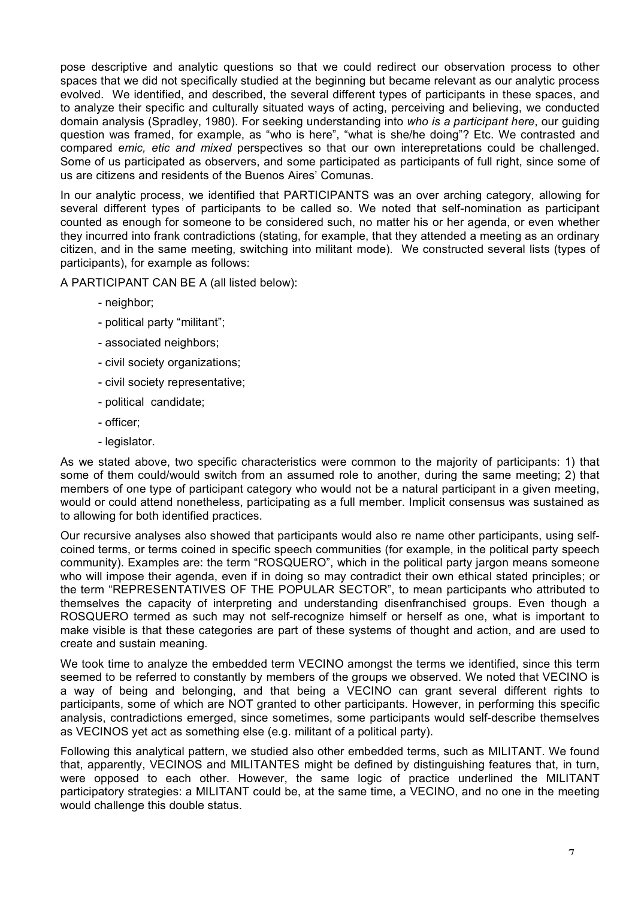pose descriptive and analytic questions so that we could redirect our observation process to other spaces that we did not specifically studied at the beginning but became relevant as our analytic process evolved. We identified, and described, the several different types of participants in these spaces, and to analyze their specific and culturally situated ways of acting, perceiving and believing, we conducted domain analysis (Spradley, 1980). For seeking understanding into *who is a participant here*, our guiding question was framed, for example, as "who is here", "what is she/he doing"? Etc. We contrasted and compared *emic, etic and mixed* perspectives so that our own interepretations could be challenged. Some of us participated as observers, and some participated as participants of full right, since some of us are citizens and residents of the Buenos Aires' Comunas.

In our analytic process, we identified that PARTICIPANTS was an over arching category, allowing for several different types of participants to be called so. We noted that self-nomination as participant counted as enough for someone to be considered such, no matter his or her agenda, or even whether they incurred into frank contradictions (stating, for example, that they attended a meeting as an ordinary citizen, and in the same meeting, switching into militant mode). We constructed several lists (types of participants), for example as follows:

A PARTICIPANT CAN BE A (all listed below):

- neighbor;
- political party "militant";
- associated neighbors;
- civil society organizations;
- civil society representative;
- political candidate;
- officer;
- legislator.

As we stated above, two specific characteristics were common to the majority of participants: 1) that some of them could/would switch from an assumed role to another, during the same meeting; 2) that members of one type of participant category who would not be a natural participant in a given meeting, would or could attend nonetheless, participating as a full member. Implicit consensus was sustained as to allowing for both identified practices.

Our recursive analyses also showed that participants would also re name other participants, using self-coined terms, or terms coined in specific speech communities (for example, in the political party speech community). Examples are: the term "ROSQUERO", which in the political party jargon means someone who will impose their agenda, even if in doing so may contradict their own ethical stated principles; or the term "REPRESENTATIVES OF THE POPULAR SECTOR", to mean participants who attributed to themselves the capacity of interpreting and understanding disenfranchised groups. Even though a ROSQUERO termed as such may not self-recognize himself or herself as one, what is important to make visible is that these categories are part of these systems of thought and action, and are used to create and sustain meaning.

We took time to analyze the embedded term VECINO amongst the terms we identified, since this term seemed to be referred to constantly by members of the groups we observed. We noted that VECINO is a way of being and belonging, and that being a VECINO can grant several different rights to participants, some of which are NOT granted to other participants. However, in performing this specific analysis, contradictions emerged, since sometimes, some participants would self-describe themselves as VECINOS yet act as something else (e.g. militant of a political party).

Following this analytical pattern, we studied also other embedded terms, such as MILITANT. We found that, apparently, VECINOS and MILITANTES might be defined by distinguishing features that, in turn, were opposed to each other. However, the same logic of practice underlined the MILITANT participatory strategies: a MILITANT could be, at the same time, a VECINO, and no one in the meeting would challenge this double status.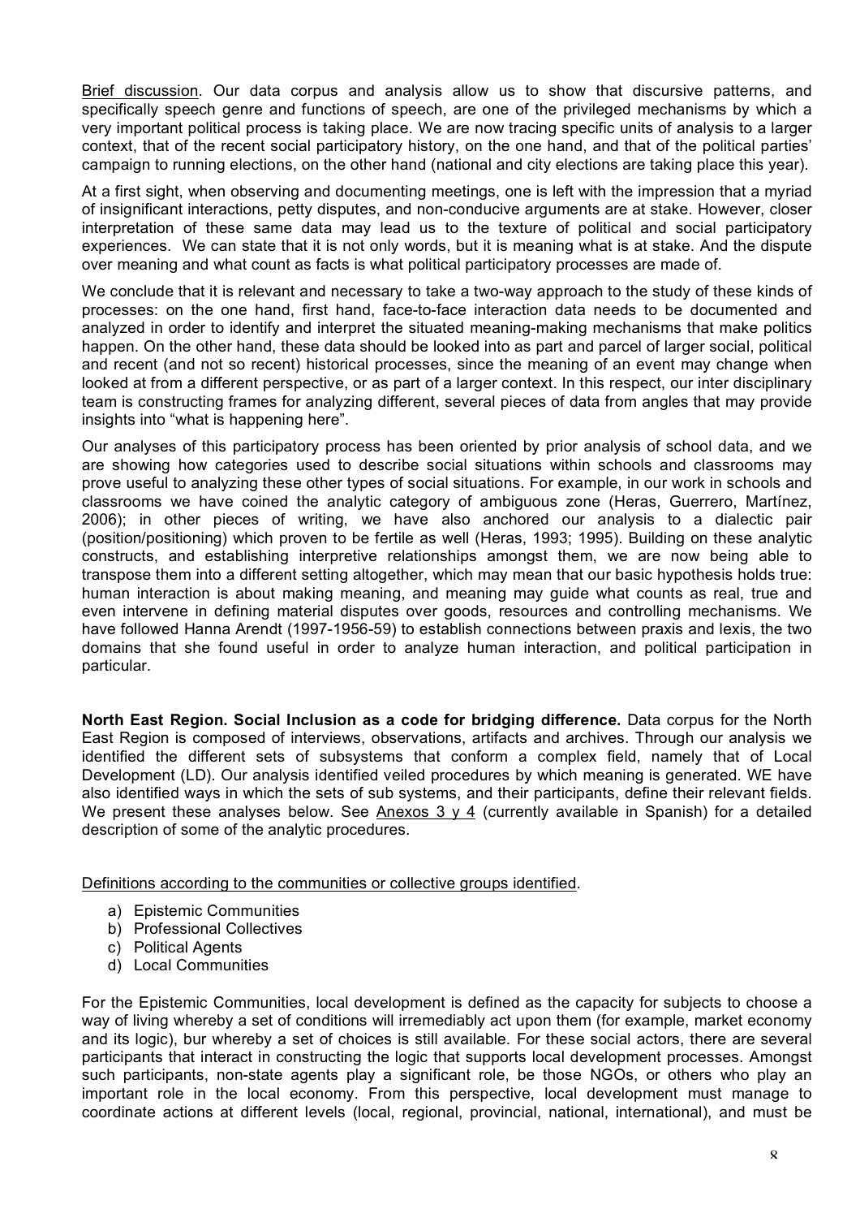Brief discussion. Our data corpus and analysis allow us to show that discursive patterns, and specifically speech genre and functions of speech, are one of the privileged mechanisms by which a very important political process is taking place. We are now tracing specific units of analysis to a larger context, that of the recent social participatory history, on the one hand, and that of the political parties' campaign to running elections, on the other hand (national and city elections are taking place this year).

At a first sight, when observing and documenting meetings, one is left with the impression that a myriad of insignificant interactions, petty disputes, and non-conducive arguments are at stake. However, closer interpretation of these same data may lead us to the texture of political and social participatory experiences. We can state that it is not only words, but it is meaning what is at stake. And the dispute over meaning and what count as facts is what political participatory processes are made of.

We conclude that it is relevant and necessary to take a two-way approach to the study of these kinds of processes: on the one hand, first hand, face-to-face interaction data needs to be documented and analyzed in order to identify and interpret the situated meaning-making mechanisms that make politics happen. On the other hand, these data should be looked into as part and parcel of larger social, political and recent (and not so recent) historical processes, since the meaning of an event may change when looked at from a different perspective, or as part of a larger context. In this respect, our inter disciplinary team is constructing frames for analyzing different, several pieces of data from angles that may provide insights into "what is happening here".

Our analyses of this participatory process has been oriented by prior analysis of school data, and we are showing how categories used to describe social situations within schools and classrooms may prove useful to analyzing these other types of social situations. For example, in our work in schools and classrooms we have coined the analytic category of ambiguous zone (Heras, Guerrero, Martínez, 2006); in other pieces of writing, we have also anchored our analysis to a dialectic pair (position/positioning) which proven to be fertile as well (Heras, 1993; 1995). Building on these analytic constructs, and establishing interpretive relationships amongst them, we are now being able to transpose them into a different setting altogether, which may mean that our basic hypothesis holds true: human interaction is about making meaning, and meaning may guide what counts as real, true and even intervene in defining material disputes over goods, resources and controlling mechanisms. We have followed Hanna Arendt (1997-1956-59) to establish connections between praxis and lexis, the two domains that she found useful in order to analyze human interaction, and political participation in particular.

**North East Region. Social Inclusion as a code for bridging difference.** Data corpus for the North East Region is composed of interviews, observations, artifacts and archives. Through our analysis we identified the different sets of subsystems that conform a complex field, namely that of Local Development (LD). Our analysis identified veiled procedures by which meaning is generated. WE have also identified ways in which the sets of sub systems, and their participants, define their relevant fields. We present these analyses below. See Anexos 3 y 4 (currently available in Spanish) for a detailed description of some of the analytic procedures.

Definitions according to the communities or collective groups identified.

a) Epistemic Communities
b) Professional Collectives
c) Political Agents
d) Local Communities

For the Epistemic Communities, local development is defined as the capacity for subjects to choose a way of living whereby a set of conditions will irremediably act upon them (for example, market economy and its logic), bur whereby a set of choices is still available. For these social actors, there are several participants that interact in constructing the logic that supports local development processes. Amongst such participants, non-state agents play a significant role, be those NGOs, or others who play an important role in the local economy. From this perspective, local development must manage to coordinate actions at different levels (local, regional, provincial, national, international), and must be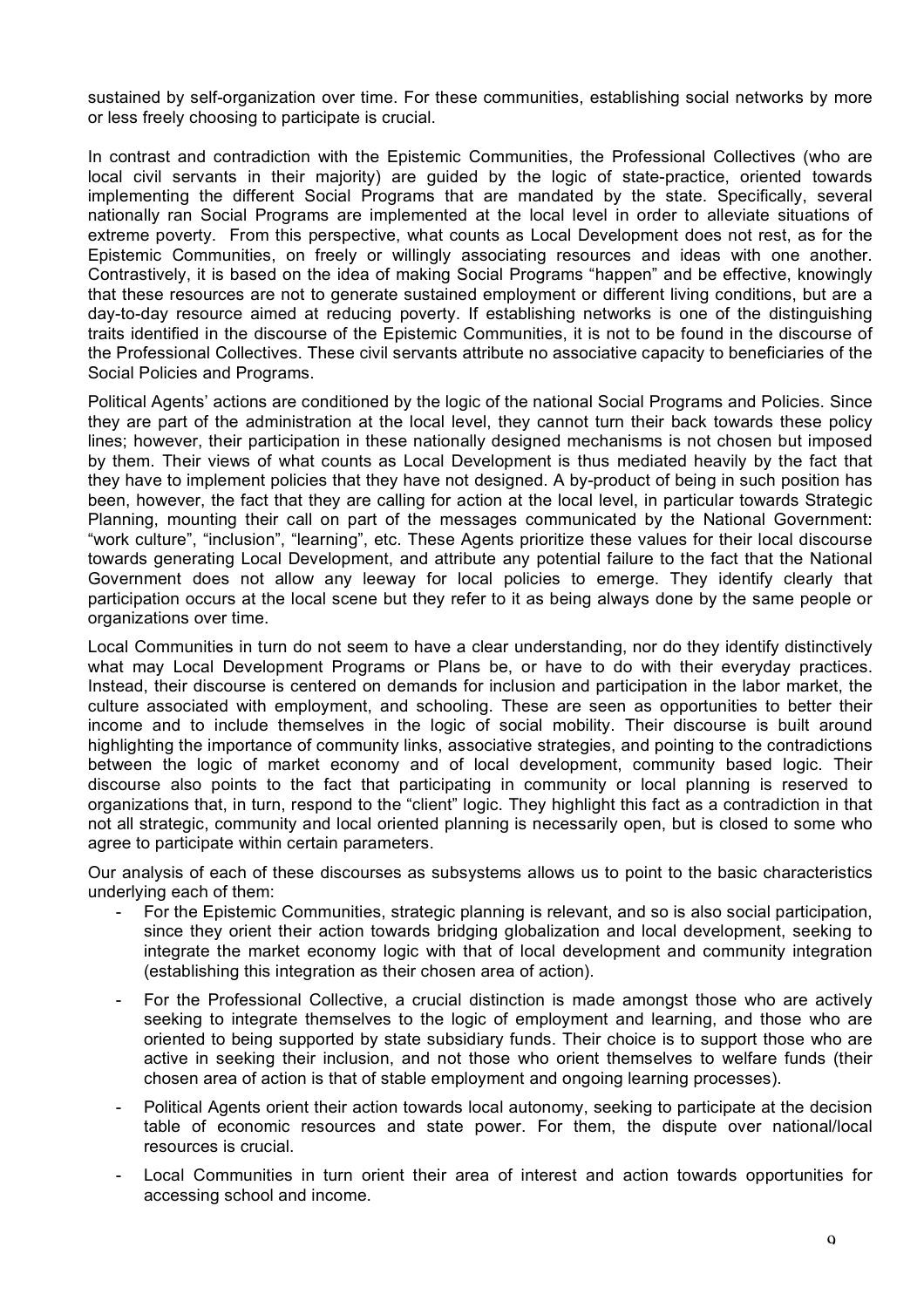sustained by self-organization over time. For these communities, establishing social networks by more or less freely choosing to participate is crucial.

In contrast and contradiction with the Epistemic Communities, the Professional Collectives (who are local civil servants in their majority) are guided by the logic of state-practice, oriented towards implementing the different Social Programs that are mandated by the state. Specifically, several nationally ran Social Programs are implemented at the local level in order to alleviate situations of extreme poverty. From this perspective, what counts as Local Development does not rest, as for the Epistemic Communities, on freely or willingly associating resources and ideas with one another. Contrastively, it is based on the idea of making Social Programs "happen" and be effective, knowingly that these resources are not to generate sustained employment or different living conditions, but are a day-to-day resource aimed at reducing poverty. If establishing networks is one of the distinguishing traits identified in the discourse of the Epistemic Communities, it is not to be found in the discourse of the Professional Collectives. These civil servants attribute no associative capacity to beneficiaries of the Social Policies and Programs.

Political Agents' actions are conditioned by the logic of the national Social Programs and Policies. Since they are part of the administration at the local level, they cannot turn their back towards these policy lines; however, their participation in these nationally designed mechanisms is not chosen but imposed by them. Their views of what counts as Local Development is thus mediated heavily by the fact that they have to implement policies that they have not designed. A by-product of being in such position has been, however, the fact that they are calling for action at the local level, in particular towards Strategic Planning, mounting their call on part of the messages communicated by the National Government: "work culture", "inclusion", "learning", etc. These Agents prioritize these values for their local discourse towards generating Local Development, and attribute any potential failure to the fact that the National Government does not allow any leeway for local policies to emerge. They identify clearly that participation occurs at the local scene but they refer to it as being always done by the same people or organizations over time.

Local Communities in turn do not seem to have a clear understanding, nor do they identify distinctively what may Local Development Programs or Plans be, or have to do with their everyday practices. Instead, their discourse is centered on demands for inclusion and participation in the labor market, the culture associated with employment, and schooling. These are seen as opportunities to better their income and to include themselves in the logic of social mobility. Their discourse is built around highlighting the importance of community links, associative strategies, and pointing to the contradictions between the logic of market economy and of local development, community based logic. Their discourse also points to the fact that participating in community or local planning is reserved to organizations that, in turn, respond to the "client" logic. They highlight this fact as a contradiction in that not all strategic, community and local oriented planning is necessarily open, but is closed to some who agree to participate within certain parameters.

Our analysis of each of these discourses as subsystems allows us to point to the basic characteristics underlying each of them:

- For the Epistemic Communities, strategic planning is relevant, and so is also social participation, since they orient their action towards bridging globalization and local development, seeking to integrate the market economy logic with that of local development and community integration (establishing this integration as their chosen area of action).
- For the Professional Collective, a crucial distinction is made amongst those who are actively seeking to integrate themselves to the logic of employment and learning, and those who are oriented to being supported by state subsidiary funds. Their choice is to support those who are active in seeking their inclusion, and not those who orient themselves to welfare funds (their chosen area of action is that of stable employment and ongoing learning processes).
- Political Agents orient their action towards local autonomy, seeking to participate at the decision table of economic resources and state power. For them, the dispute over national/local resources is crucial.
- Local Communities in turn orient their area of interest and action towards opportunities for accessing school and income.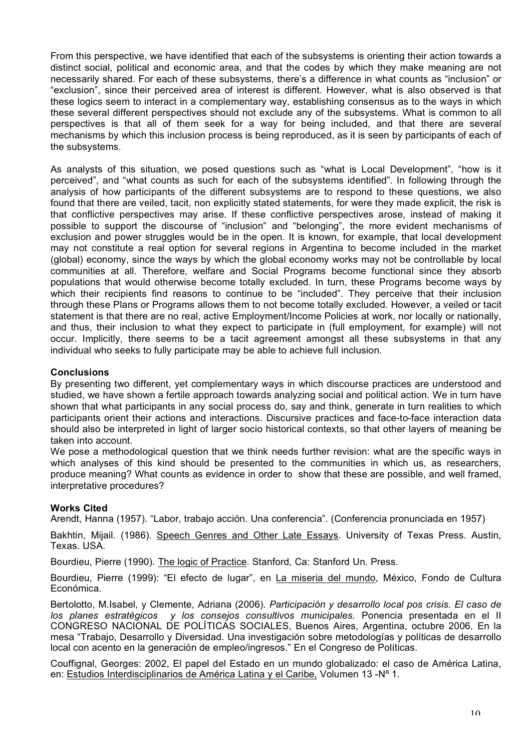From this perspective, we have identified that each of the subsystems is orienting their action towards a distinct social, political and economic area, and that the codes by which they make meaning are not necessarily shared. For each of these subsystems, there's a difference in what counts as "inclusion" or "exclusion", since their perceived area of interest is different. However, what is also observed is that these logics seem to interact in a complementary way, establishing consensus as to the ways in which these several different perspectives should not exclude any of the subsystems. What is common to all perspectives is that all of them seek for a way for being included, and that there are several mechanisms by which this inclusion process is being reproduced, as it is seen by participants of each of the subsystems.

As analysts of this situation, we posed questions such as "what is Local Development", "how is it perceived", and "what counts as such for each of the subsystems identified". In following through the analysis of how participants of the different subsystems are to respond to these questions, we also found that there are veiled, tacit, non explicitly stated statements, for were they made explicit, the risk is that conflictive perspectives may arise. If these conflictive perspectives arose, instead of making it possible to support the discourse of "inclusion" and "belonging", the more evident mechanisms of exclusion and power struggles would be in the open. It is known, for example, that local development may not constitute a real option for several regions in Argentina to become included in the market (global) economy, since the ways by which the global economy works may not be controllable by local communities at all. Therefore, welfare and Social Programs become functional since they absorb populations that would otherwise become totally excluded. In turn, these Programs become ways by which their recipients find reasons to continue to be "included". They perceive that their inclusion through these Plans or Programs allows them to not become totally excluded. However, a veiled or tacit statement is that there are no real, active Employment/Income Policies at work, nor locally or nationally, and thus, their inclusion to what they expect to participate in (full employment, for example) will not occur. Implicitly, there seems to be a tacit agreement amongst all these subsystems in that any individual who seeks to fully participate may be able to achieve full inclusion.

**Conclusions**

By presenting two different, yet complementary ways in which discourse practices are understood and studied, we have shown a fertile approach towards analyzing social and political action. We in turn have shown that what participants in any social process do, say and think, generate in turn realities to which participants orient their actions and interactions. Discursive practices and face-to-face interaction data should also be interpreted in light of larger socio historical contexts, so that other layers of meaning be taken into account.

We pose a methodological question that we think needs further revision: what are the specific ways in which analyses of this kind should be presented to the communities in which us, as researchers, produce meaning? What counts as evidence in order to show that these are possible, and well framed, interpretative procedures?

**Works Cited**

Arendt, Hanna (1957). "Labor, trabajo acción. Una conferencia". (Conferencia pronunciada en 1957)

Bakhtin, Mijail. (1986). Speech Genres and Other Late Essays. University of Texas Press. Austin, Texas. USA.

Bourdieu, Pierre (1990). The logic of Practice. Stanford, Ca: Stanford Un. Press.

Bourdieu, Pierre (1999): "El efecto de lugar", en La miseria del mundo, México, Fondo de Cultura Económica.

Bertolotto, M.Isabel, y Clemente, Adriana (2006). *Participación y desarrollo local pos crisis. El caso de los planes estratégicos y los consejos consultivos municipales.* Ponencia presentada en el II CONGRESO NACIONAL DE POLÍTICAS SOCIALES, Buenos Aires, Argentina, octubre 2006. En la mesa "Trabajo, Desarrollo y Diversidad. Una investigación sobre metodologías y políticas de desarrollo local con acento en la generación de empleo/ingresos." En el Congreso de Políticas.

Couffignal, Georges: 2002, El papel del Estado en un mundo globalizado: el caso de América Latina, en: Estudios Interdisciplinarios de América Latina y el Caribe, Volumen 13 -Nº 1.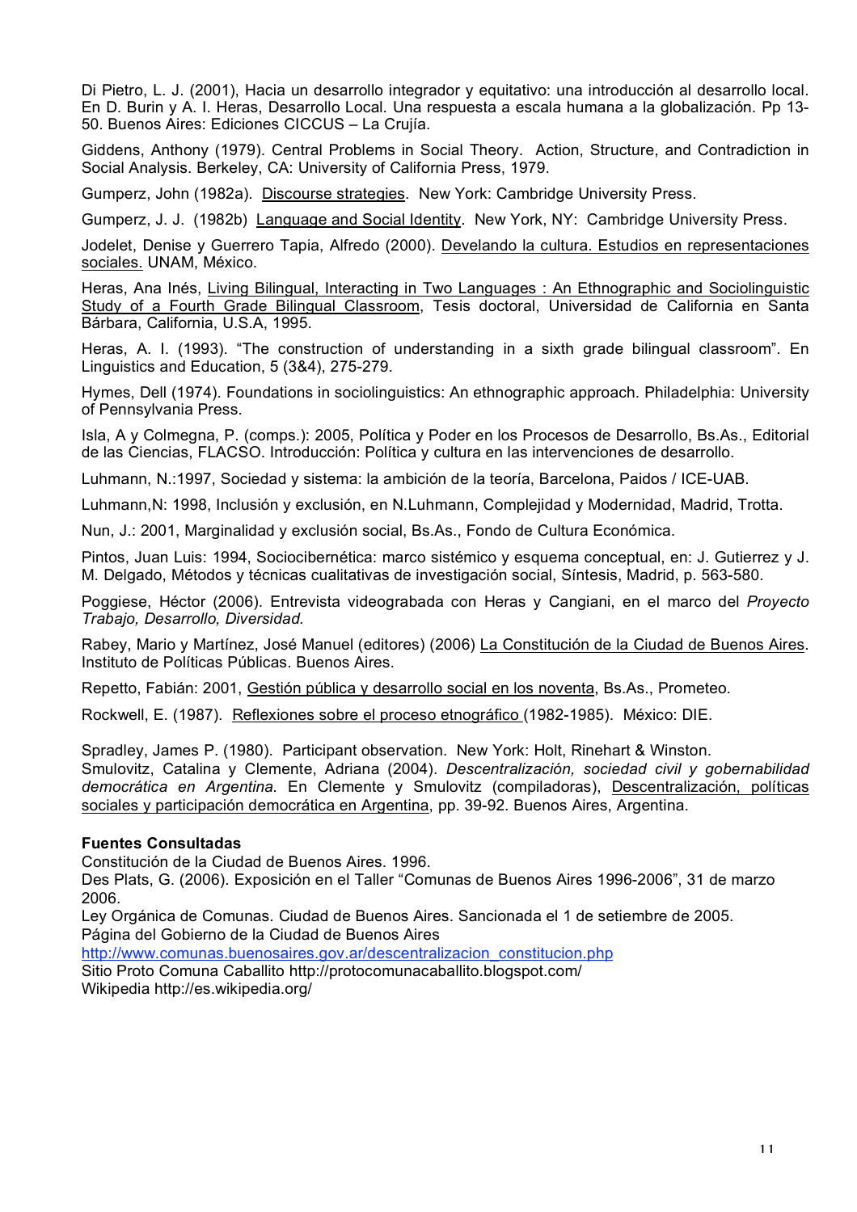Di Pietro, L. J. (2001), Hacia un desarrollo integrador y equitativo: una introducción al desarrollo local. En D. Burin y A. I. Heras, Desarrollo Local. Una respuesta a escala humana a la globalización. Pp 13-50. Buenos Aires: Ediciones CICCUS – La Crujía.

Giddens, Anthony (1979). Central Problems in Social Theory. Action, Structure, and Contradiction in Social Analysis. Berkeley, CA: University of California Press, 1979.

Gumperz, John (1982a). Discourse strategies. New York: Cambridge University Press.

Gumperz, J. J. (1982b) Language and Social Identity. New York, NY: Cambridge University Press.

Jodelet, Denise y Guerrero Tapia, Alfredo (2000). Develando la cultura. Estudios en representaciones sociales. UNAM, México.

Heras, Ana Inés, Living Bilingual, Interacting in Two Languages : An Ethnographic and Sociolinguistic Study of a Fourth Grade Bilingual Classroom, Tesis doctoral, Universidad de California en Santa Bárbara, California, U.S.A, 1995.

Heras, A. I. (1993). "The construction of understanding in a sixth grade bilingual classroom". En Linguistics and Education, 5 (3&4), 275-279.

Hymes, Dell (1974). Foundations in sociolinguistics: An ethnographic approach. Philadelphia: University of Pennsylvania Press.

Isla, A y Colmegna, P. (comps.): 2005, Política y Poder en los Procesos de Desarrollo, Bs.As., Editorial de las Ciencias, FLACSO. Introducción: Política y cultura en las intervenciones de desarrollo.

Luhmann, N.:1997, Sociedad y sistema: la ambición de la teoría, Barcelona, Paidos / ICE-UAB.

Luhmann,N: 1998, Inclusión y exclusión, en N.Luhmann, Complejidad y Modernidad, Madrid, Trotta.

Nun, J.: 2001, Marginalidad y exclusión social, Bs.As., Fondo de Cultura Económica.

Pintos, Juan Luis: 1994, Sociocibernética: marco sistémico y esquema conceptual, en: J. Gutierrez y J. M. Delgado, Métodos y técnicas cualitativas de investigación social, Síntesis, Madrid, p. 563-580.

Poggiese, Héctor (2006). Entrevista videograbada con Heras y Cangiani, en el marco del *Proyecto Trabajo, Desarrollo, Diversidad.*

Rabey, Mario y Martínez, José Manuel (editores) (2006) La Constitución de la Ciudad de Buenos Aires. Instituto de Políticas Públicas. Buenos Aires.

Repetto, Fabián: 2001, Gestión pública y desarrollo social en los noventa, Bs.As., Prometeo.

Rockwell, E. (1987). Reflexiones sobre el proceso etnográfico (1982-1985). México: DIE.

Spradley, James P. (1980). Participant observation. New York: Holt, Rinehart & Winston.

Smulovitz, Catalina y Clemente, Adriana (2004). *Descentralización, sociedad civil y gobernabilidad democrática en Argentina.* En Clemente y Smulovitz (compiladoras), Descentralización, políticas sociales y participación democrática en Argentina, pp. 39-92. Buenos Aires, Argentina.

**Fuentes Consultadas**

Constitución de la Ciudad de Buenos Aires. 1996.

Des Plats, G. (2006). Exposición en el Taller "Comunas de Buenos Aires 1996-2006", 31 de marzo 2006.

Ley Orgánica de Comunas. Ciudad de Buenos Aires. Sancionada el 1 de setiembre de 2005.

Página del Gobierno de la Ciudad de Buenos Aires
http://www.comunas.buenosaires.gov.ar/descentralizacion_constitucion.php

Sitio Proto Comuna Caballito http://protocomunacaballito.blogspot.com/

Wikipedia http://es.wikipedia.org/